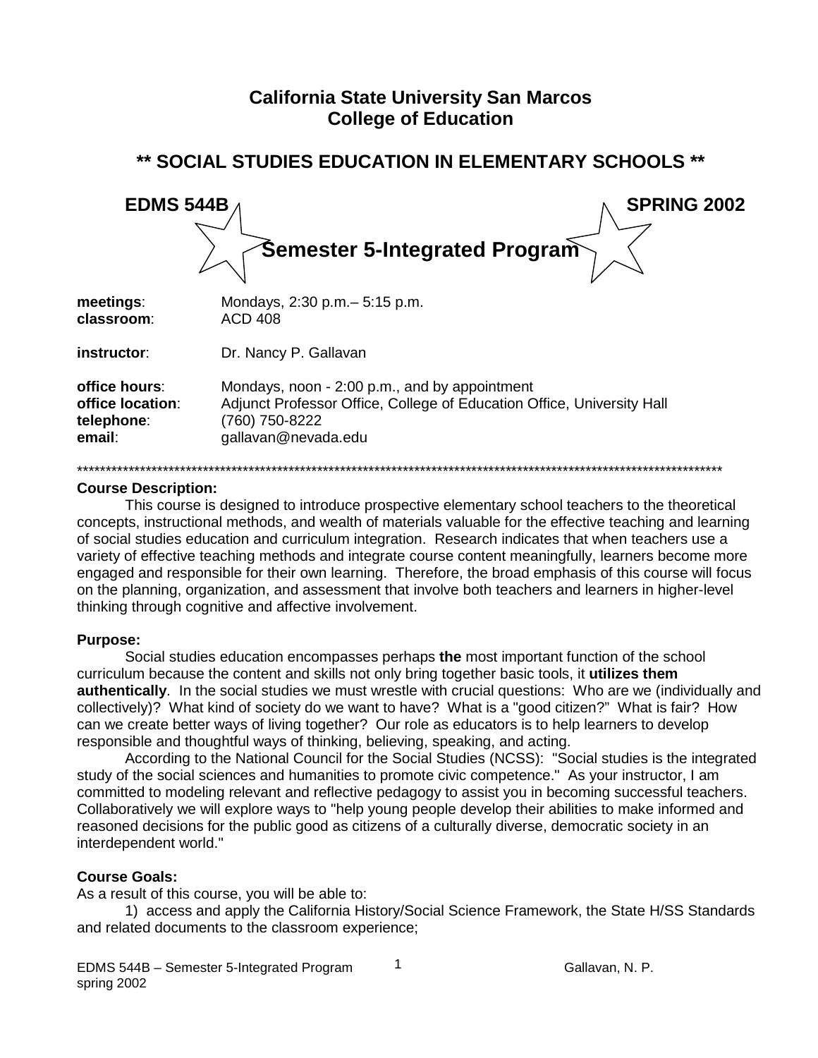# California State University San Marcos
# College of Education

## ** SOCIAL STUDIES EDUCATION IN ELEMENTARY SCHOOLS **

**EDMS 544B** **SPRING 2002**

## Semester 5-Integrated Program

**meetings**: Mondays, 2:30 p.m.– 5:15 p.m.
**classroom**: ACD 408

**instructor**: Dr. Nancy P. Gallavan

**office hours**: Mondays, noon - 2:00 p.m., and by appointment
**office location**: Adjunct Professor Office, College of Education Office, University Hall
**telephone**: (760) 750-8222
**email**: gallavan@nevada.edu

**************************************************************************************************************************

**Course Description:**

This course is designed to introduce prospective elementary school teachers to the theoretical concepts, instructional methods, and wealth of materials valuable for the effective teaching and learning of social studies education and curriculum integration. Research indicates that when teachers use a variety of effective teaching methods and integrate course content meaningfully, learners become more engaged and responsible for their own learning. Therefore, the broad emphasis of this course will focus on the planning, organization, and assessment that involve both teachers and learners in higher-level thinking through cognitive and affective involvement.

**Purpose:**

Social studies education encompasses perhaps **the** most important function of the school curriculum because the content and skills not only bring together basic tools, it **utilizes them authentically**. In the social studies we must wrestle with crucial questions: Who are we (individually and collectively)? What kind of society do we want to have? What is a "good citizen?" What is fair? How can we create better ways of living together? Our role as educators is to help learners to develop responsible and thoughtful ways of thinking, believing, speaking, and acting.

According to the National Council for the Social Studies (NCSS): "Social studies is the integrated study of the social sciences and humanities to promote civic competence." As your instructor, I am committed to modeling relevant and reflective pedagogy to assist you in becoming successful teachers. Collaboratively we will explore ways to "help young people develop their abilities to make informed and reasoned decisions for the public good as citizens of a culturally diverse, democratic society in an interdependent world."

**Course Goals:**

As a result of this course, you will be able to:

1) access and apply the California History/Social Science Framework, the State H/SS Standards and related documents to the classroom experience;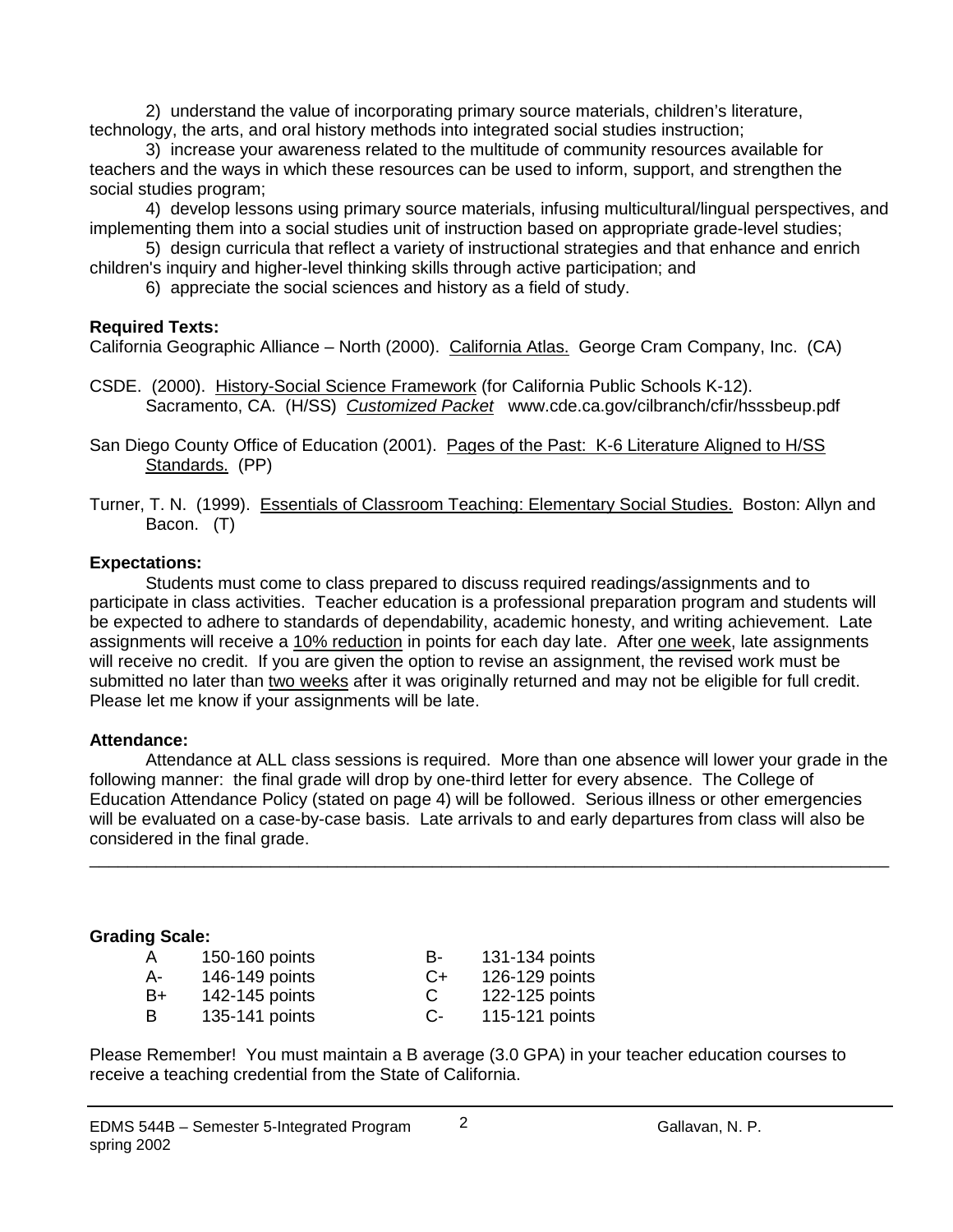2) understand the value of incorporating primary source materials, children's literature, technology, the arts, and oral history methods into integrated social studies instruction;

3) increase your awareness related to the multitude of community resources available for teachers and the ways in which these resources can be used to inform, support, and strengthen the social studies program;

4) develop lessons using primary source materials, infusing multicultural/lingual perspectives, and implementing them into a social studies unit of instruction based on appropriate grade-level studies;

5) design curricula that reflect a variety of instructional strategies and that enhance and enrich children's inquiry and higher-level thinking skills through active participation; and

6) appreciate the social sciences and history as a field of study.

**Required Texts:**

California Geographic Alliance – North (2000). California Atlas. George Cram Company, Inc. (CA)

CSDE. (2000). History-Social Science Framework (for California Public Schools K-12). Sacramento, CA. (H/SS) *Customized Packet* www.cde.ca.gov/cilbranch/cfir/hsssbeup.pdf

San Diego County Office of Education (2001). Pages of the Past: K-6 Literature Aligned to H/SS Standards. (PP)

Turner, T. N. (1999). Essentials of Classroom Teaching: Elementary Social Studies. Boston: Allyn and Bacon. (T)

**Expectations:**

Students must come to class prepared to discuss required readings/assignments and to participate in class activities. Teacher education is a professional preparation program and students will be expected to adhere to standards of dependability, academic honesty, and writing achievement. Late assignments will receive a 10% reduction in points for each day late. After one week, late assignments will receive no credit. If you are given the option to revise an assignment, the revised work must be submitted no later than two weeks after it was originally returned and may not be eligible for full credit. Please let me know if your assignments will be late.

**Attendance:**

Attendance at ALL class sessions is required. More than one absence will lower your grade in the following manner: the final grade will drop by one-third letter for every absence. The College of Education Attendance Policy (stated on page 4) will be followed. Serious illness or other emergencies will be evaluated on a case-by-case basis. Late arrivals to and early departures from class will also be considered in the final grade.

---

**Grading Scale:**

| | | | |
|---|---|---|---|
| A | 150-160 points | B- | 131-134 points |
| A- | 146-149 points | C+ | 126-129 points |
| B+ | 142-145 points | C | 122-125 points |
| B | 135-141 points | C- | 115-121 points |

Please Remember! You must maintain a B average (3.0 GPA) in your teacher education courses to receive a teaching credential from the State of California.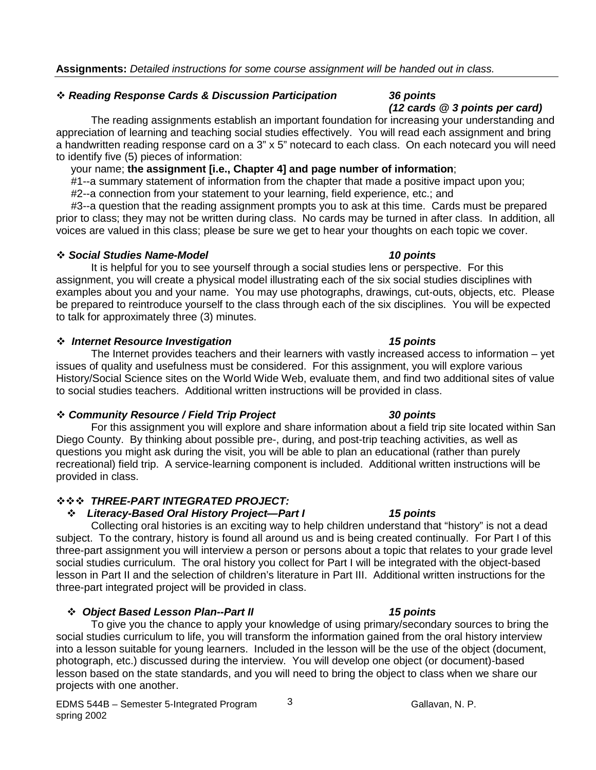**Assignments:** *Detailed instructions for some course assignment will be handed out in class.*

---

❖ ***Reading Response Cards & Discussion Participation*** ***36 points (12 cards @ 3 points per card)***

The reading assignments establish an important foundation for increasing your understanding and appreciation of learning and teaching social studies effectively. You will read each assignment and bring a handwritten reading response card on a 3" x 5" notecard to each class. On each notecard you will need to identify five (5) pieces of information:

your name; **the assignment [i.e., Chapter 4] and page number of information**;

#1--a summary statement of information from the chapter that made a positive impact upon you;

#2--a connection from your statement to your learning, field experience, etc.; and

#3--a question that the reading assignment prompts you to ask at this time. Cards must be prepared prior to class; they may not be written during class. No cards may be turned in after class. In addition, all voices are valued in this class; please be sure we get to hear your thoughts on each topic we cover.

❖ ***Social Studies Name-Model*** ***10 points***

It is helpful for you to see yourself through a social studies lens or perspective. For this assignment, you will create a physical model illustrating each of the six social studies disciplines with examples about you and your name. You may use photographs, drawings, cut-outs, objects, etc. Please be prepared to reintroduce yourself to the class through each of the six disciplines. You will be expected to talk for approximately three (3) minutes.

❖ ***Internet Resource Investigation*** ***15 points***

The Internet provides teachers and their learners with vastly increased access to information – yet issues of quality and usefulness must be considered. For this assignment, you will explore various History/Social Science sites on the World Wide Web, evaluate them, and find two additional sites of value to social studies teachers. Additional written instructions will be provided in class.

❖ ***Community Resource / Field Trip Project*** ***30 points***

For this assignment you will explore and share information about a field trip site located within San Diego County. By thinking about possible pre-, during, and post-trip teaching activities, as well as questions you might ask during the visit, you will be able to plan an educational (rather than purely recreational) field trip. A service-learning component is included. Additional written instructions will be provided in class.

❖❖❖ ***THREE-PART INTEGRATED PROJECT:***

❖ ***Literacy-Based Oral History Project—Part I*** ***15 points***

Collecting oral histories is an exciting way to help children understand that "history" is not a dead subject. To the contrary, history is found all around us and is being created continually. For Part I of this three-part assignment you will interview a person or persons about a topic that relates to your grade level social studies curriculum. The oral history you collect for Part I will be integrated with the object-based lesson in Part II and the selection of children's literature in Part III. Additional written instructions for the three-part integrated project will be provided in class.

❖ ***Object Based Lesson Plan--Part II*** ***15 points***

To give you the chance to apply your knowledge of using primary/secondary sources to bring the social studies curriculum to life, you will transform the information gained from the oral history interview into a lesson suitable for young learners. Included in the lesson will be the use of the object (document, photograph, etc.) discussed during the interview. You will develop one object (or document)-based lesson based on the state standards, and you will need to bring the object to class when we share our projects with one another.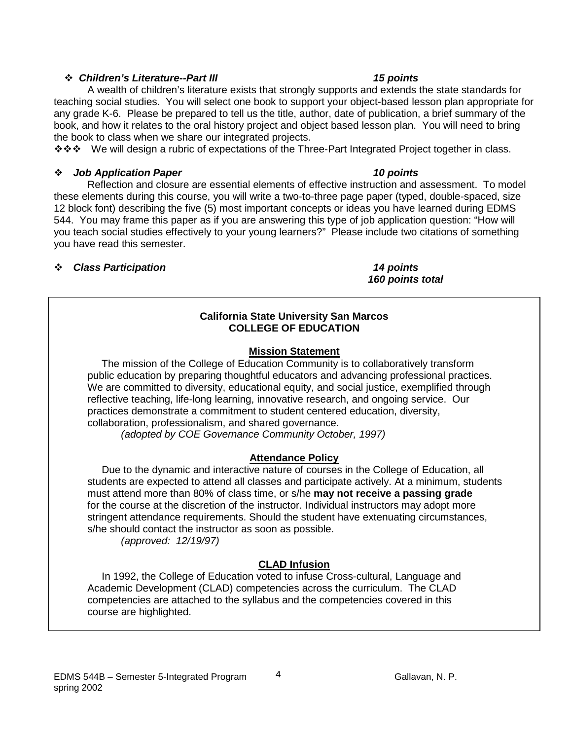- ***Children's Literature--Part III*** ***15 points***

  A wealth of children's literature exists that strongly supports and extends the state standards for teaching social studies. You will select one book to support your object-based lesson plan appropriate for any grade K-6. Please be prepared to tell us the title, author, date of publication, a brief summary of the book, and how it relates to the oral history project and object based lesson plan. You will need to bring the book to class when we share our integrated projects.

❖❖❖ We will design a rubric of expectations of the Three-Part Integrated Project together in class.

- ***Job Application Paper*** ***10 points***

  Reflection and closure are essential elements of effective instruction and assessment. To model these elements during this course, you will write a two-to-three page paper (typed, double-spaced, size 12 block font) describing the five (5) most important concepts or ideas you have learned during EDMS 544. You may frame this paper as if you are answering this type of job application question: "How will you teach social studies effectively to your young learners?" Please include two citations of something you have read this semester.

- ***Class Participation*** ***14 points***

***160 points total***

**California State University San Marcos**
**COLLEGE OF EDUCATION**

**Mission Statement**

The mission of the College of Education Community is to collaboratively transform public education by preparing thoughtful educators and advancing professional practices. We are committed to diversity, educational equity, and social justice, exemplified through reflective teaching, life-long learning, innovative research, and ongoing service. Our practices demonstrate a commitment to student centered education, diversity, collaboration, professionalism, and shared governance.

*(adopted by COE Governance Community October, 1997)*

**Attendance Policy**

Due to the dynamic and interactive nature of courses in the College of Education, all students are expected to attend all classes and participate actively. At a minimum, students must attend more than 80% of class time, or s/he **may not receive a passing grade** for the course at the discretion of the instructor. Individual instructors may adopt more stringent attendance requirements. Should the student have extenuating circumstances, s/he should contact the instructor as soon as possible.

*(approved: 12/19/97)*

**CLAD Infusion**

In 1992, the College of Education voted to infuse Cross-cultural, Language and Academic Development (CLAD) competencies across the curriculum. The CLAD competencies are attached to the syllabus and the competencies covered in this course are highlighted.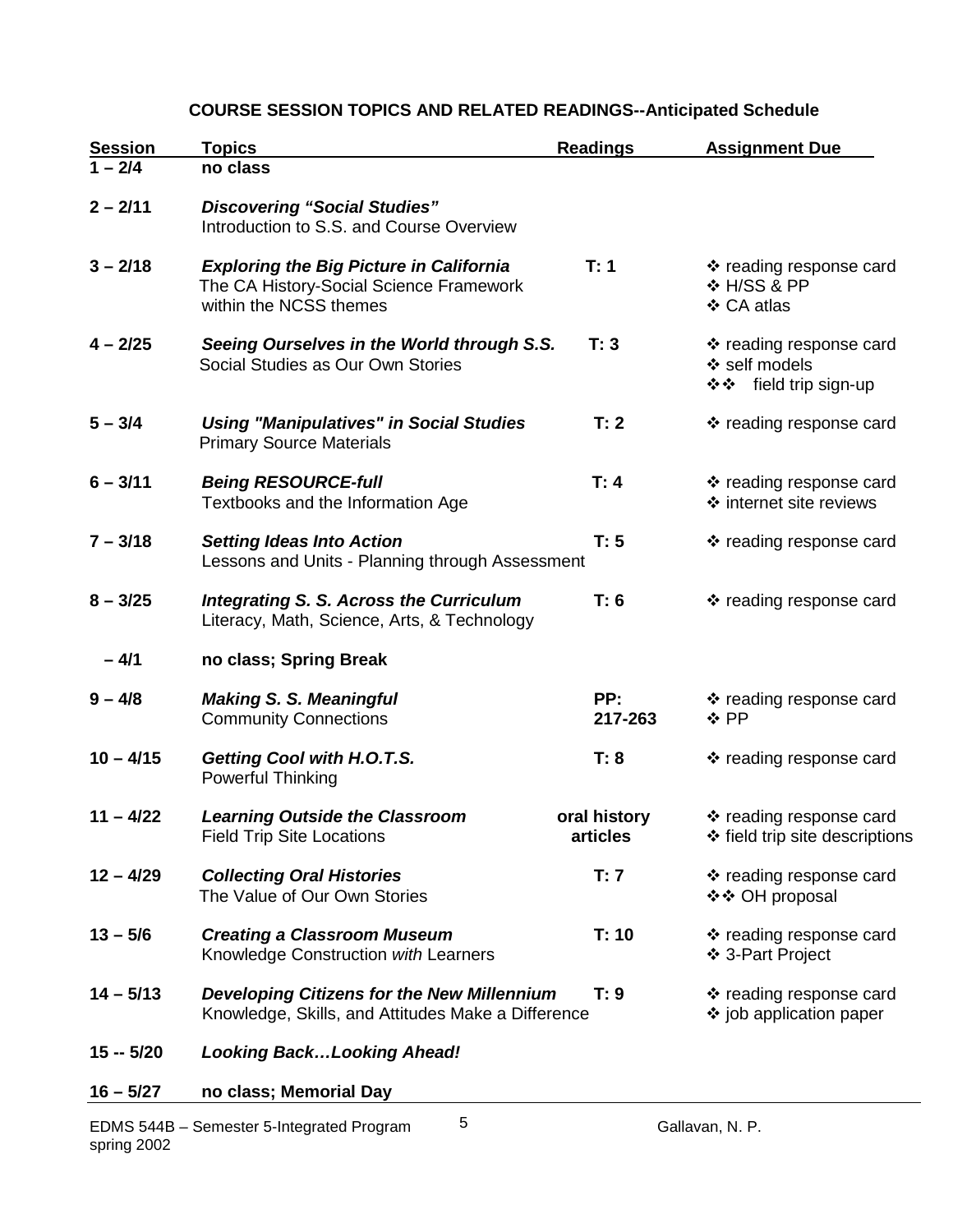## COURSE SESSION TOPICS AND RELATED READINGS--Anticipated Schedule

| Session | Topics | Readings | Assignment Due |
|---|---|---|---|
| 1 – 2/4 | **no class** | | |
| 2 – 2/11 | ***Discovering "Social Studies"***<br>Introduction to S.S. and Course Overview | | |
| 3 – 2/18 | ***Exploring the Big Picture in California***<br>The CA History-Social Science Framework within the NCSS themes | **T: 1** | ❖ reading response card<br>❖ H/SS & PP<br>❖ CA atlas |
| 4 – 2/25 | ***Seeing Ourselves in the World through S.S.***<br>Social Studies as Our Own Stories | **T: 3** | ❖ reading response card<br>❖ self models<br>❖❖ field trip sign-up |
| 5 – 3/4 | ***Using "Manipulatives" in Social Studies***<br>Primary Source Materials | **T: 2** | ❖ reading response card |
| 6 – 3/11 | ***Being RESOURCE-full***<br>Textbooks and the Information Age | **T: 4** | ❖ reading response card<br>❖ internet site reviews |
| 7 – 3/18 | ***Setting Ideas Into Action***<br>Lessons and Units - Planning through Assessment | **T: 5** | ❖ reading response card |
| 8 – 3/25 | ***Integrating S. S. Across the Curriculum***<br>Literacy, Math, Science, Arts, & Technology | **T: 6** | ❖ reading response card |
| – 4/1 | **no class; Spring Break** | | |
| 9 – 4/8 | ***Making S. S. Meaningful***<br>Community Connections | **PP: 217-263** | ❖ reading response card<br>❖ PP |
| 10 – 4/15 | ***Getting Cool with H.O.T.S.***<br>Powerful Thinking | **T: 8** | ❖ reading response card |
| 11 – 4/22 | ***Learning Outside the Classroom***<br>Field Trip Site Locations | **oral history articles** | ❖ reading response card<br>❖ field trip site descriptions |
| 12 – 4/29 | ***Collecting Oral Histories***<br>The Value of Our Own Stories | **T: 7** | ❖ reading response card<br>❖❖ OH proposal |
| 13 – 5/6 | ***Creating a Classroom Museum***<br>Knowledge Construction *with* Learners | **T: 10** | ❖ reading response card<br>❖ 3-Part Project |
| 14 – 5/13 | ***Developing Citizens for the New Millennium***<br>Knowledge, Skills, and Attitudes Make a Difference | **T: 9** | ❖ reading response card<br>❖ job application paper |
| 15 -- 5/20 | ***Looking Back…Looking Ahead!*** | | |
| 16 – 5/27 | **no class; Memorial Day** | | |